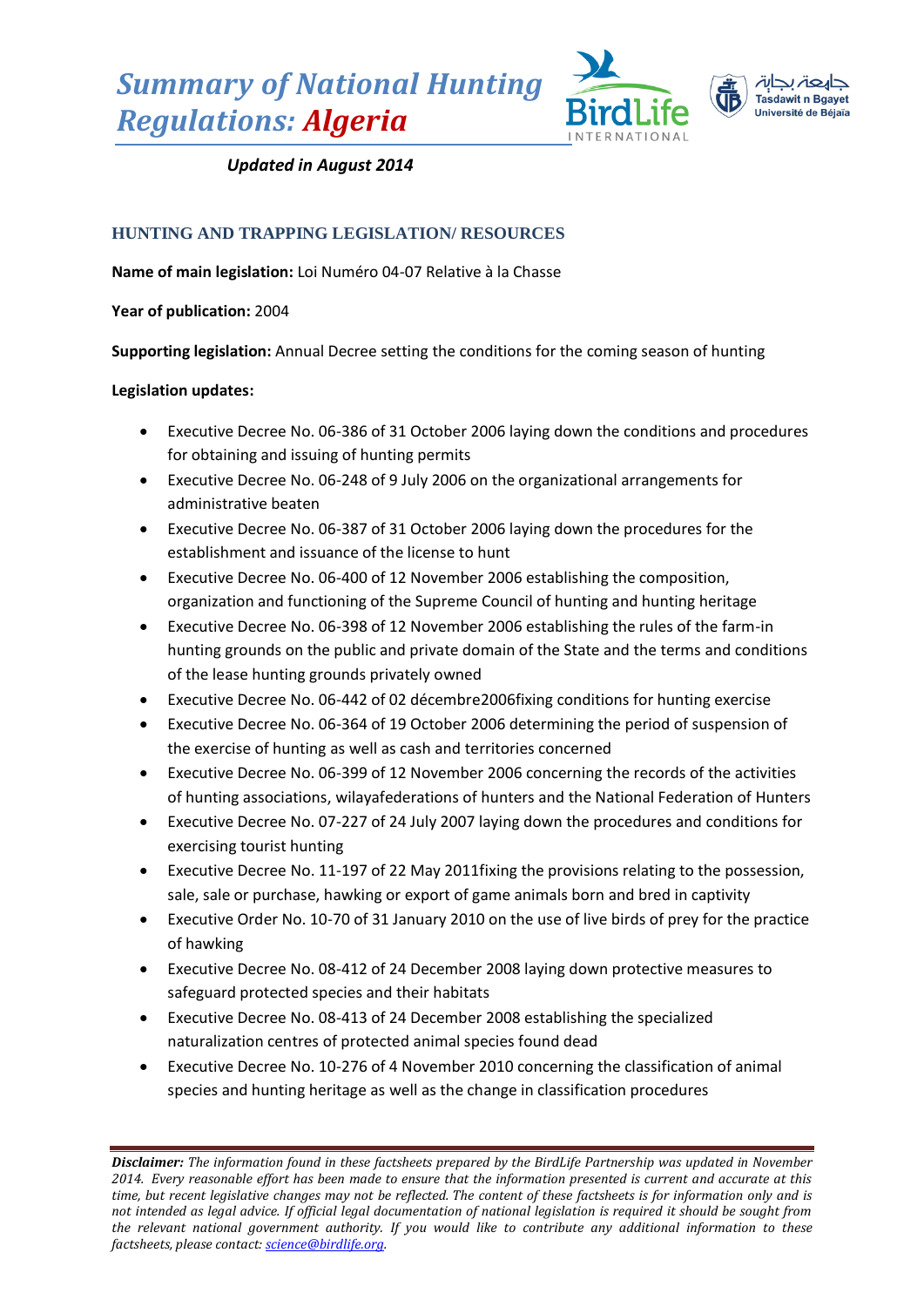# *Summary of National Hunting Regulations: Algeria*

***Updated in August 2014***

## HUNTING AND TRAPPING LEGISLATION/ RESOURCES

**Name of main legislation:** Loi Numéro 04-07 Relative à la Chasse

**Year of publication:** 2004

**Supporting legislation:** Annual Decree setting the conditions for the coming season of hunting

**Legislation updates:**

- Executive Decree No. 06-386 of 31 October 2006 laying down the conditions and procedures for obtaining and issuing of hunting permits
- Executive Decree No. 06-248 of 9 July 2006 on the organizational arrangements for administrative beaten
- Executive Decree No. 06-387 of 31 October 2006 laying down the procedures for the establishment and issuance of the license to hunt
- Executive Decree No. 06-400 of 12 November 2006 establishing the composition, organization and functioning of the Supreme Council of hunting and hunting heritage
- Executive Decree No. 06-398 of 12 November 2006 establishing the rules of the farm-in hunting grounds on the public and private domain of the State and the terms and conditions of the lease hunting grounds privately owned
- Executive Decree No. 06-442 of 02 décembre2006fixing conditions for hunting exercise
- Executive Decree No. 06-364 of 19 October 2006 determining the period of suspension of the exercise of hunting as well as cash and territories concerned
- Executive Decree No. 06-399 of 12 November 2006 concerning the records of the activities of hunting associations, wilayafederations of hunters and the National Federation of Hunters
- Executive Decree No. 07-227 of 24 July 2007 laying down the procedures and conditions for exercising tourist hunting
- Executive Decree No. 11-197 of 22 May 2011fixing the provisions relating to the possession, sale, sale or purchase, hawking or export of game animals born and bred in captivity
- Executive Order No. 10-70 of 31 January 2010 on the use of live birds of prey for the practice of hawking
- Executive Decree No. 08-412 of 24 December 2008 laying down protective measures to safeguard protected species and their habitats
- Executive Decree No. 08-413 of 24 December 2008 establishing the specialized naturalization centres of protected animal species found dead
- Executive Decree No. 10-276 of 4 November 2010 concerning the classification of animal species and hunting heritage as well as the change in classification procedures

***Disclaimer:*** *The information found in these factsheets prepared by the BirdLife Partnership was updated in November 2014. Every reasonable effort has been made to ensure that the information presented is current and accurate at this time, but recent legislative changes may not be reflected. The content of these factsheets is for information only and is not intended as legal advice. If official legal documentation of national legislation is required it should be sought from the relevant national government authority. If you would like to contribute any additional information to these factsheets, please contact: science@birdlife.org.*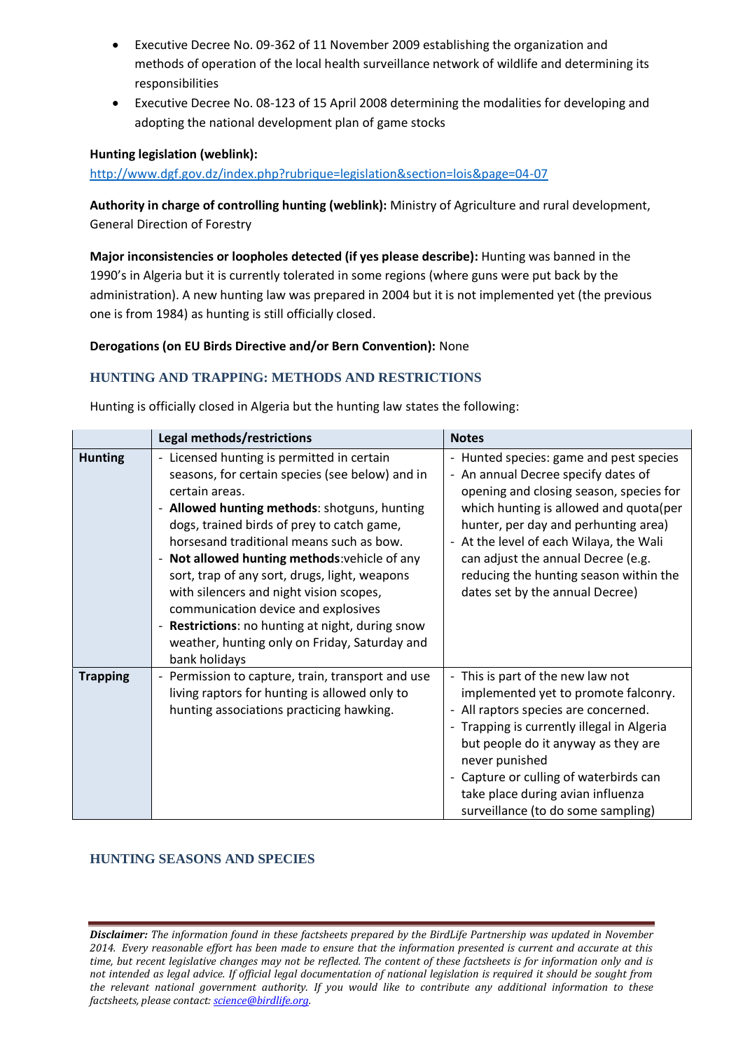- Executive Decree No. 09-362 of 11 November 2009 establishing the organization and methods of operation of the local health surveillance network of wildlife and determining its responsibilities
- Executive Decree No. 08-123 of 15 April 2008 determining the modalities for developing and adopting the national development plan of game stocks

**Hunting legislation (weblink):**
http://www.dgf.gov.dz/index.php?rubrique=legislation&section=lois&page=04-07

**Authority in charge of controlling hunting (weblink):** Ministry of Agriculture and rural development, General Direction of Forestry

**Major inconsistencies or loopholes detected (if yes please describe):** Hunting was banned in the 1990's in Algeria but it is currently tolerated in some regions (where guns were put back by the administration). A new hunting law was prepared in 2004 but it is not implemented yet (the previous one is from 1984) as hunting is still officially closed.

**Derogations (on EU Birds Directive and/or Bern Convention):** None

## HUNTING AND TRAPPING: METHODS AND RESTRICTIONS

Hunting is officially closed in Algeria but the hunting law states the following:

| | Legal methods/restrictions | Notes |
|---|---|---|
| **Hunting** | - Licensed hunting is permitted in certain seasons, for certain species (see below) and in certain areas.<br>- **Allowed hunting methods**: shotguns, hunting dogs, trained birds of prey to catch game, horsesand traditional means such as bow.<br>- **Not allowed hunting methods**:vehicle of any sort, trap of any sort, drugs, light, weapons with silencers and night vision scopes, communication device and explosives<br>- **Restrictions**: no hunting at night, during snow weather, hunting only on Friday, Saturday and bank holidays | - Hunted species: game and pest species<br>- An annual Decree specify dates of opening and closing season, species for which hunting is allowed and quota(per hunter, per day and perhunting area)<br>- At the level of each Wilaya, the Wali can adjust the annual Decree (e.g. reducing the hunting season within the dates set by the annual Decree) |
| **Trapping** | - Permission to capture, train, transport and use living raptors for hunting is allowed only to hunting associations practicing hawking. | - This is part of the new law not implemented yet to promote falconry.<br>- All raptors species are concerned.<br>- Trapping is currently illegal in Algeria but people do it anyway as they are never punished<br>- Capture or culling of waterbirds can take place during avian influenza surveillance (to do some sampling) |

## HUNTING SEASONS AND SPECIES

***Disclaimer:*** *The information found in these factsheets prepared by the BirdLife Partnership was updated in November 2014. Every reasonable effort has been made to ensure that the information presented is current and accurate at this time, but recent legislative changes may not be reflected. The content of these factsheets is for information only and is not intended as legal advice. If official legal documentation of national legislation is required it should be sought from the relevant national government authority. If you would like to contribute any additional information to these factsheets, please contact: science@birdlife.org.*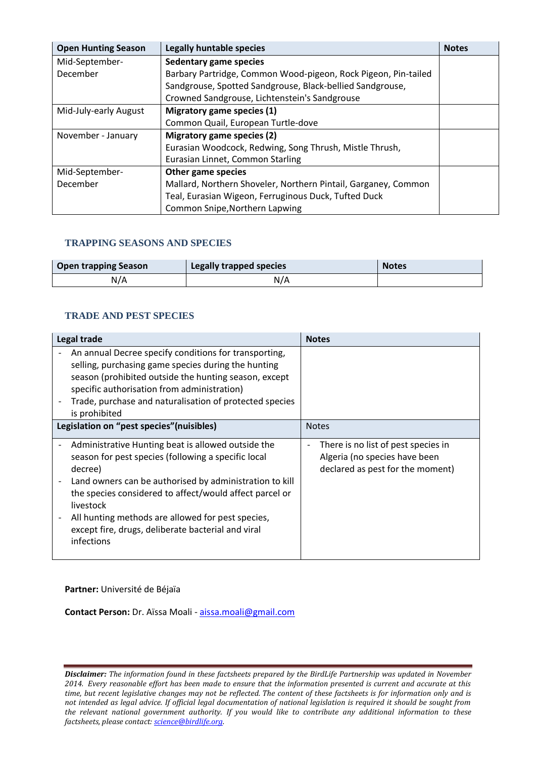| Open Hunting Season | Legally huntable species | Notes |
| --- | --- | --- |
| Mid-September-December | **Sedentary game species**<br>Barbary Partridge, Common Wood-pigeon, Rock Pigeon, Pin-tailed Sandgrouse, Spotted Sandgrouse, Black-bellied Sandgrouse, Crowned Sandgrouse, Lichtenstein's Sandgrouse | |
| Mid-July-early August | **Migratory game species (1)**<br>Common Quail, European Turtle-dove | |
| November - January | **Migratory game species (2)**<br>Eurasian Woodcock, Redwing, Song Thrush, Mistle Thrush, Eurasian Linnet, Common Starling | |
| Mid-September-December | **Other game species**<br>Mallard, Northern Shoveler, Northern Pintail, Garganey, Common Teal, Eurasian Wigeon, Ferruginous Duck, Tufted Duck<br>Common Snipe,Northern Lapwing | |

## TRAPPING SEASONS AND SPECIES

| Open trapping Season | Legally trapped species | Notes |
| --- | --- | --- |
| N/A | N/A | |

## TRADE AND PEST SPECIES

| Legal trade | Notes |
| --- | --- |
| - An annual Decree specify conditions for transporting, selling, purchasing game species during the hunting season (prohibited outside the hunting season, except specific authorisation from administration)<br>- Trade, purchase and naturalisation of protected species is prohibited | |
| **Legislation on "pest species"(nuisibles)** | Notes |
| - Administrative Hunting beat is allowed outside the season for pest species (following a specific local decree)<br>- Land owners can be authorised by administration to kill the species considered to affect/would affect parcel or livestock<br>- All hunting methods are allowed for pest species, except fire, drugs, deliberate bacterial and viral infections | - There is no list of pest species in Algeria (no species have been declared as pest for the moment) |

**Partner:** Université de Béjaïa

**Contact Person:** Dr. Aïssa Moali - aissa.moali@gmail.com

***Disclaimer:*** *The information found in these factsheets prepared by the BirdLife Partnership was updated in November 2014. Every reasonable effort has been made to ensure that the information presented is current and accurate at this time, but recent legislative changes may not be reflected. The content of these factsheets is for information only and is not intended as legal advice. If official legal documentation of national legislation is required it should be sought from the relevant national government authority. If you would like to contribute any additional information to these factsheets, please contact: science@birdlife.org.*